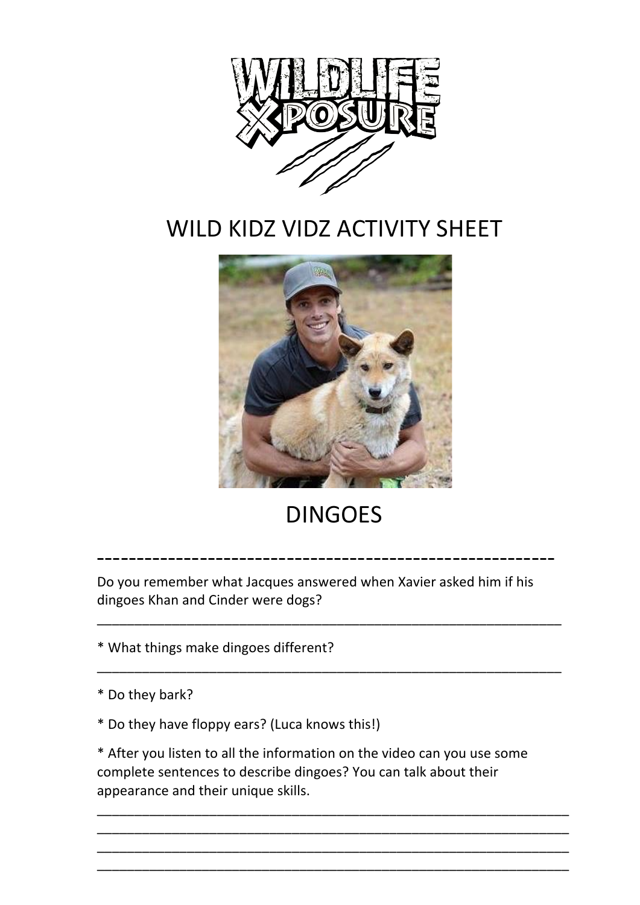WILDLIFE XPOSURE

# WILD KIDZ VIDZ ACTIVITY SHEET

# DINGOES

---

Do you remember what Jacques answered when Xavier asked him if his dingoes Khan and Cinder were dogs?

_______________________________________________________________

* What things make dingoes different?

_______________________________________________________________

* Do they bark?

* Do they have floppy ears? (Luca knows this!)

* After you listen to all the information on the video can you use some complete sentences to describe dingoes? You can talk about their appearance and their unique skills.

_______________________________________________________________
_______________________________________________________________
_______________________________________________________________
_______________________________________________________________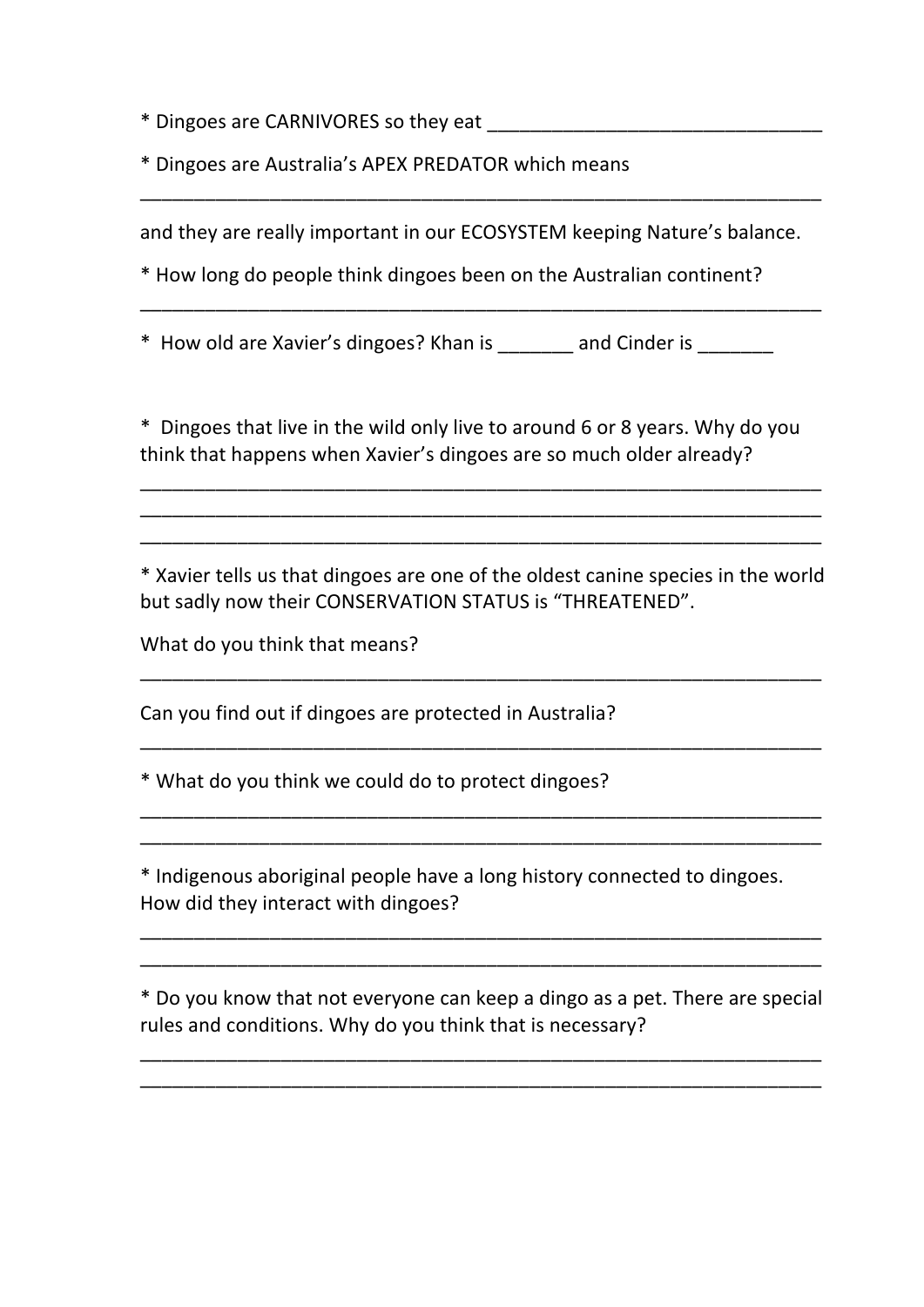* Dingoes are CARNIVORES so they eat _______________________________

* Dingoes are Australia's APEX PREDATOR which means
_________________________________________________________________

and they are really important in our ECOSYSTEM keeping Nature's balance.

* How long do people think dingoes been on the Australian continent?
_________________________________________________________________

* How old are Xavier's dingoes? Khan is _______ and Cinder is _______

* Dingoes that live in the wild only live to around 6 or 8 years. Why do you think that happens when Xavier's dingoes are so much older already?
_________________________________________________________________
_________________________________________________________________
_________________________________________________________________

* Xavier tells us that dingoes are one of the oldest canine species in the world but sadly now their CONSERVATION STATUS is "THREATENED".

What do you think that means?
_________________________________________________________________

Can you find out if dingoes are protected in Australia?
_________________________________________________________________

* What do you think we could do to protect dingoes?
_________________________________________________________________
_________________________________________________________________

* Indigenous aboriginal people have a long history connected to dingoes. How did they interact with dingoes?
_________________________________________________________________
_________________________________________________________________

* Do you know that not everyone can keep a dingo as a pet. There are special rules and conditions. Why do you think that is necessary?
_________________________________________________________________
_________________________________________________________________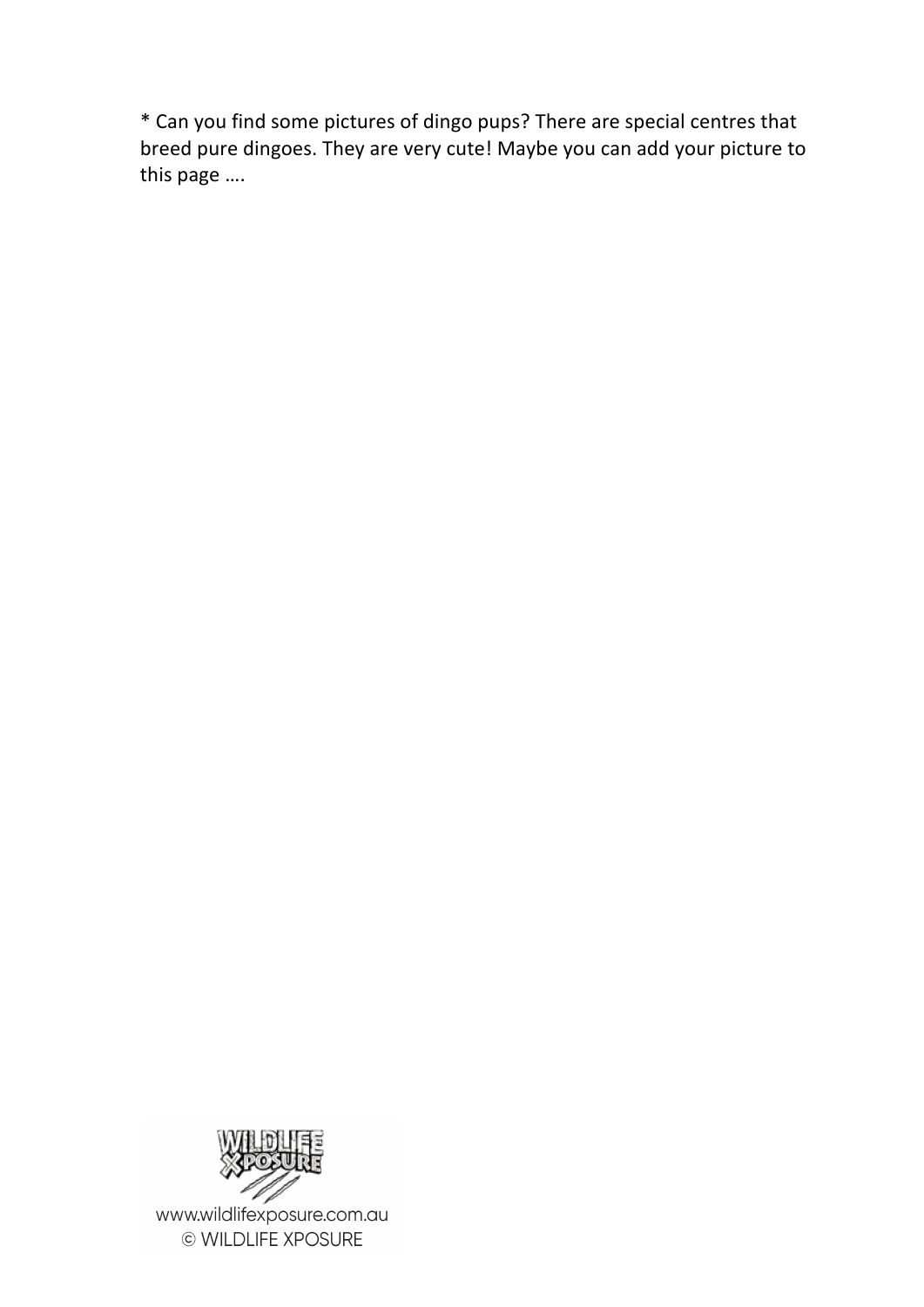* Can you find some pictures of dingo pups? There are special centres that breed pure dingoes. They are very cute! Maybe you can add your picture to this page ….